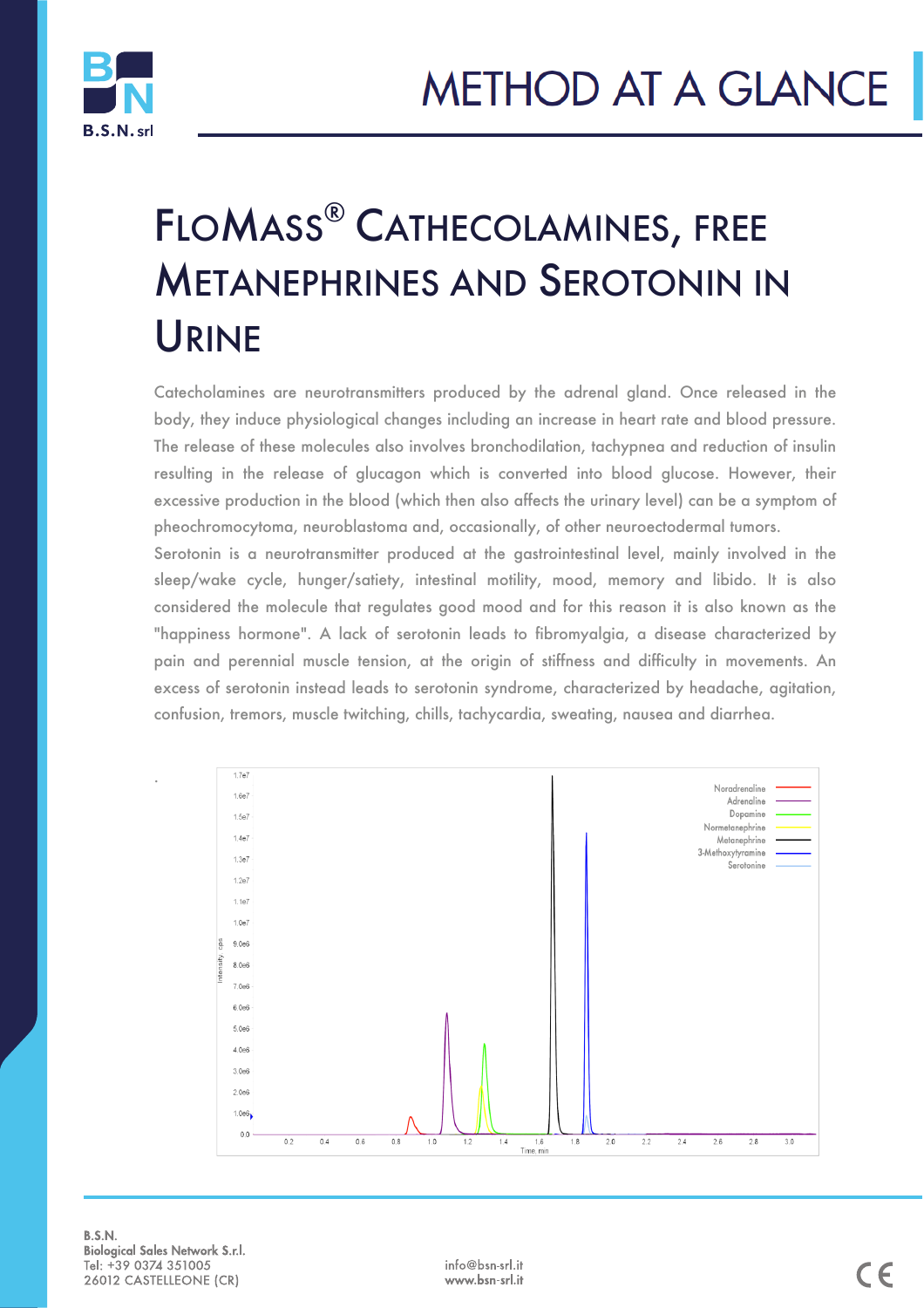# METHOD AT A GLANCE

# FloMass® Cathecolamines, free Metanephrines and Serotonin in Urine

Catecholamines are neurotransmitters produced by the adrenal gland. Once released in the body, they induce physiological changes including an increase in heart rate and blood pressure. The release of these molecules also involves bronchodilation, tachypnea and reduction of insulin resulting in the release of glucagon which is converted into blood glucose. However, their excessive production in the blood (which then also affects the urinary level) can be a symptom of pheochromocytoma, neuroblastoma and, occasionally, of other neuroectodermal tumors.

Serotonin is a neurotransmitter produced at the gastrointestinal level, mainly involved in the sleep/wake cycle, hunger/satiety, intestinal motility, mood, memory and libido. It is also considered the molecule that regulates good mood and for this reason it is also known as the "happiness hormone". A lack of serotonin leads to fibromyalgia, a disease characterized by pain and perennial muscle tension, at the origin of stiffness and difficulty in movements. An excess of serotonin instead leads to serotonin syndrome, characterized by headache, agitation, confusion, tremors, muscle twitching, chills, tachycardia, sweating, nausea and diarrhea.

B.S.N.
Biological Sales Network S.r.l.
Tel: +39 0374 351005
26012 CASTELLEONE (CR)

info@bsn-srl.it
www.bsn-srl.it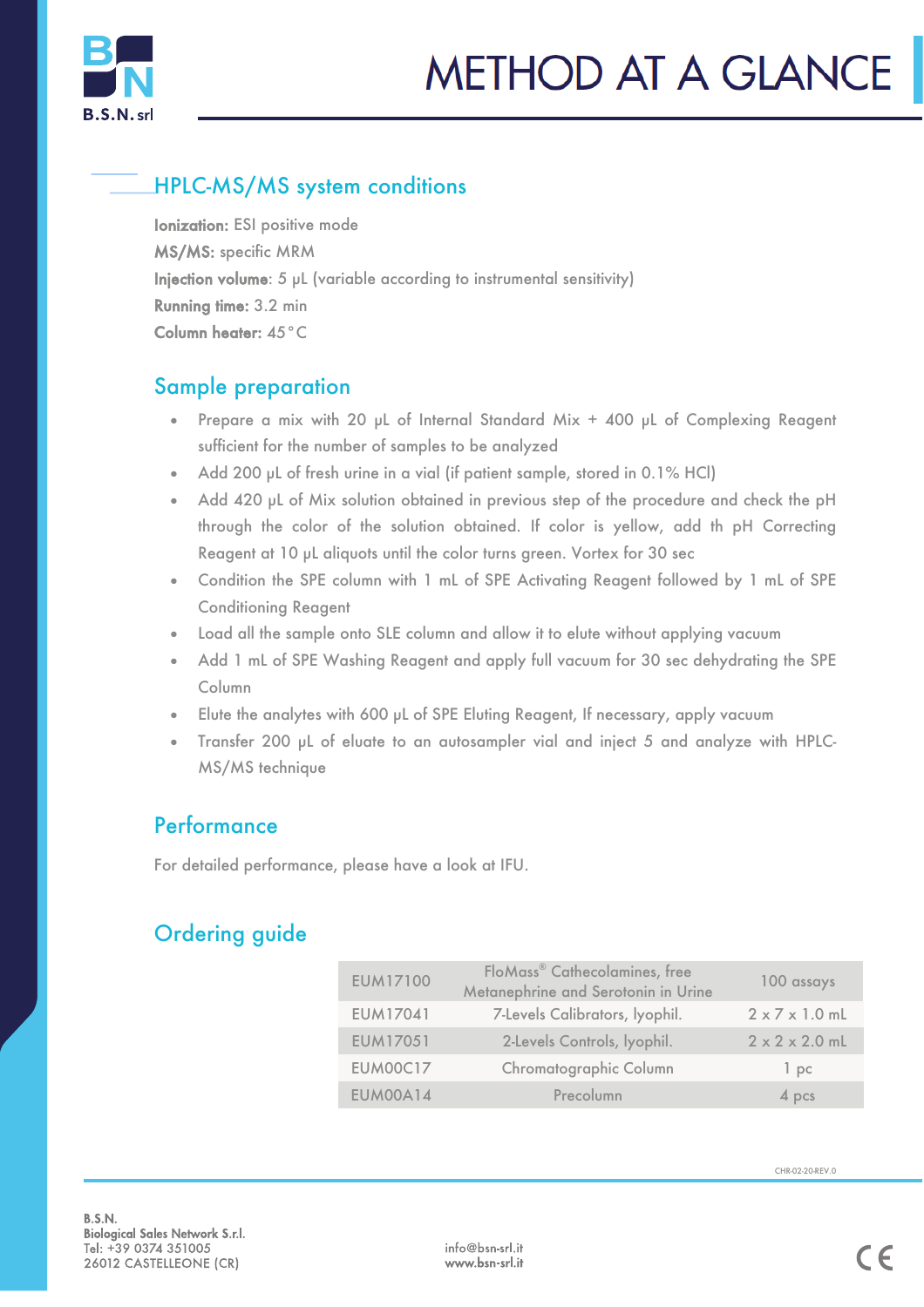# METHOD AT A GLANCE

## HPLC-MS/MS system conditions

**Ionization:** ESI positive mode
**MS/MS:** specific MRM
**Injection volume**: 5 µL (variable according to instrumental sensitivity)
**Running time:** 3.2 min
**Column heater:** 45 °C

## Sample preparation

- Prepare a mix with 20 µL of Internal Standard Mix + 400 µL of Complexing Reagent sufficient for the number of samples to be analyzed
- Add 200 µL of fresh urine in a vial (if patient sample, stored in 0.1% HCl)
- Add 420 µL of Mix solution obtained in previous step of the procedure and check the pH through the color of the solution obtained. If color is yellow, add th pH Correcting Reagent at 10 µL aliquots until the color turns green. Vortex for 30 sec
- Condition the SPE column with 1 mL of SPE Activating Reagent followed by 1 mL of SPE Conditioning Reagent
- Load all the sample onto SLE column and allow it to elute without applying vacuum
- Add 1 mL of SPE Washing Reagent and apply full vacuum for 30 sec dehydrating the SPE Column
- Elute the analytes with 600 µL of SPE Eluting Reagent, If necessary, apply vacuum
- Transfer 200 µL of eluate to an autosampler vial and inject 5 and analyze with HPLC-MS/MS technique

## Performance

For detailed performance, please have a look at IFU.

## Ordering guide

| | | |
|---|---|---|
| EUM17100 | FloMass® Cathecolamines, free Metanephrine and Serotonin in Urine | 100 assays |
| EUM17041 | 7-Levels Calibrators, lyophil. | 2 x 7 x 1.0 mL |
| EUM17051 | 2-Levels Controls, lyophil. | 2 x 2 x 2.0 mL |
| EUM00C17 | Chromatographic Column | 1 pc |
| EUM00A14 | Precolumn | 4 pcs |

CHR-02-20-REV.0

B.S.N.
Biological Sales Network S.r.l.
Tel: +39 0374 351005
26012 CASTELLEONE (CR)

info@bsn-srl.it
www.bsn-srl.it